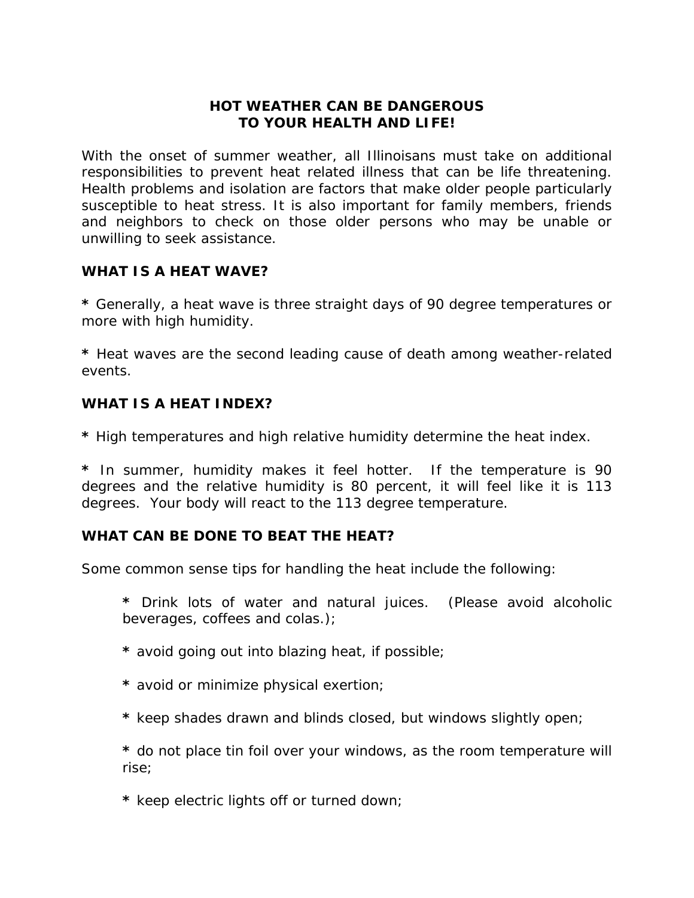# HOT WEATHER CAN BE DANGEROUS
# TO YOUR HEALTH AND LIFE!

With the onset of summer weather, all Illinoisans must take on additional responsibilities to prevent heat related illness that can be life threatening. Health problems and isolation are factors that make older people particularly susceptible to heat stress. It is also important for family members, friends and neighbors to check on those older persons who may be unable or unwilling to seek assistance.

## WHAT IS A HEAT WAVE?

**\*** Generally, a heat wave is three straight days of 90 degree temperatures or more with high humidity.

**\*** Heat waves are the second leading cause of death among weather-related events.

## WHAT IS A HEAT INDEX?

**\*** High temperatures and high relative humidity determine the heat index.

**\*** In summer, humidity makes it feel hotter. If the temperature is 90 degrees and the relative humidity is 80 percent, it will feel like it is 113 degrees. Your body will react to the 113 degree temperature.

## WHAT CAN BE DONE TO BEAT THE HEAT?

Some common sense tips for handling the heat include the following:

> **\*** Drink lots of water and natural juices. (Please avoid alcoholic beverages, coffees and colas.);
>
> **\*** avoid going out into blazing heat, if possible;
>
> **\*** avoid or minimize physical exertion;
>
> **\*** keep shades drawn and blinds closed, but windows slightly open;
>
> **\*** do not place tin foil over your windows, as the room temperature will rise;
>
> **\*** keep electric lights off or turned down;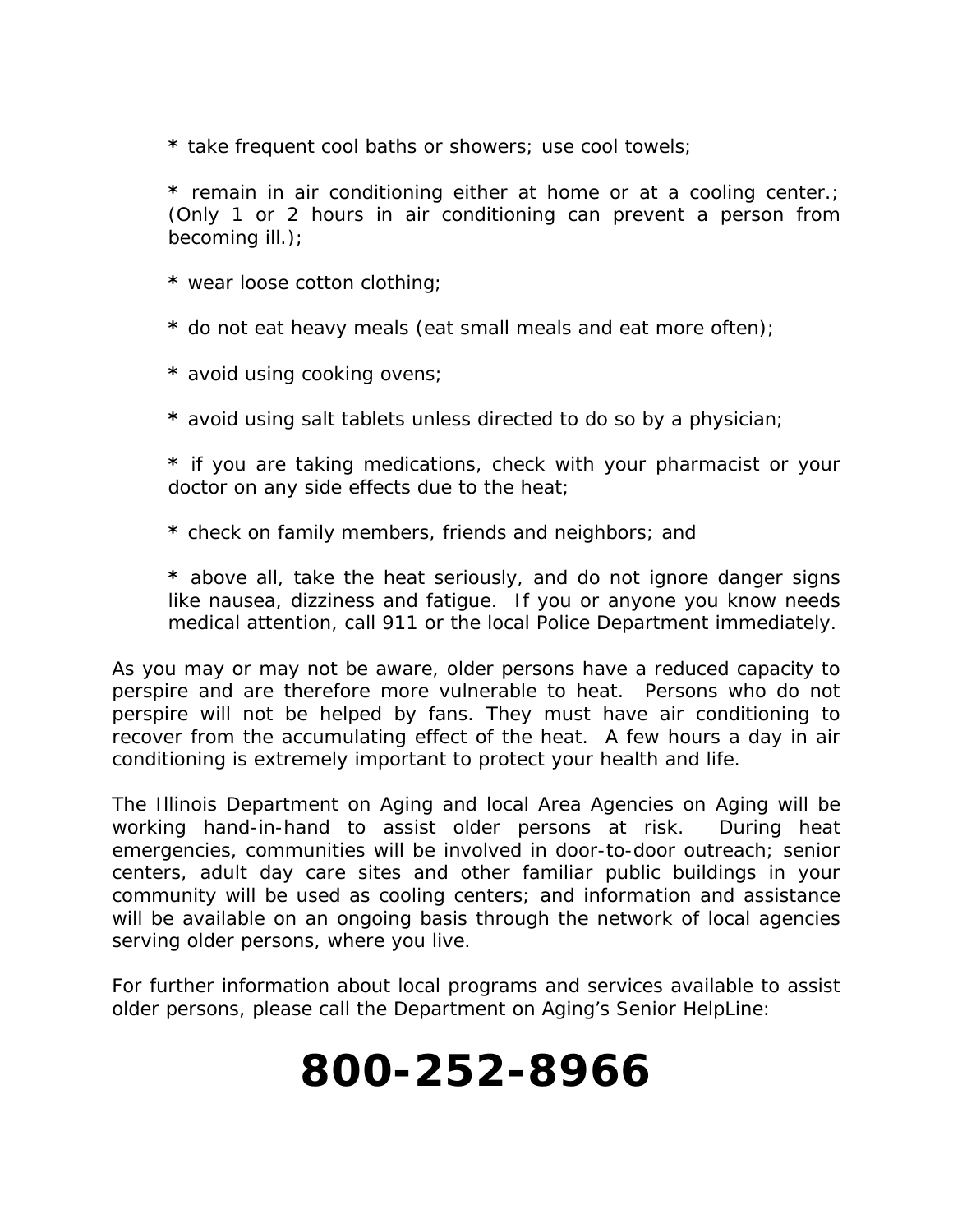* take frequent cool baths or showers; use cool towels;

* remain in air conditioning either at home or at a cooling center.; (Only 1 or 2 hours in air conditioning can prevent a person from becoming ill.);

* wear loose cotton clothing;

* do not eat heavy meals (eat small meals and eat more often);

* avoid using cooking ovens;

* avoid using salt tablets unless directed to do so by a physician;

* if you are taking medications, check with your pharmacist or your doctor on any side effects due to the heat;

* check on family members, friends and neighbors; and

* above all, take the heat seriously, and do not ignore danger signs like nausea, dizziness and fatigue. If you or anyone you know needs medical attention, call 911 or the local Police Department immediately.

As you may or may not be aware, older persons have a reduced capacity to perspire and are therefore more vulnerable to heat. Persons who do not perspire will not be helped by fans. They must have air conditioning to recover from the accumulating effect of the heat. A few hours a day in air conditioning is extremely important to protect your health and life.

The Illinois Department on Aging and local Area Agencies on Aging will be working hand-in-hand to assist older persons at risk. During heat emergencies, communities will be involved in door-to-door outreach; senior centers, adult day care sites and other familiar public buildings in your community will be used as cooling centers; and information and assistance will be available on an ongoing basis through the network of local agencies serving older persons, where you live.

For further information about local programs and services available to assist older persons, please call the Department on Aging's Senior HelpLine:

# 800-252-8966